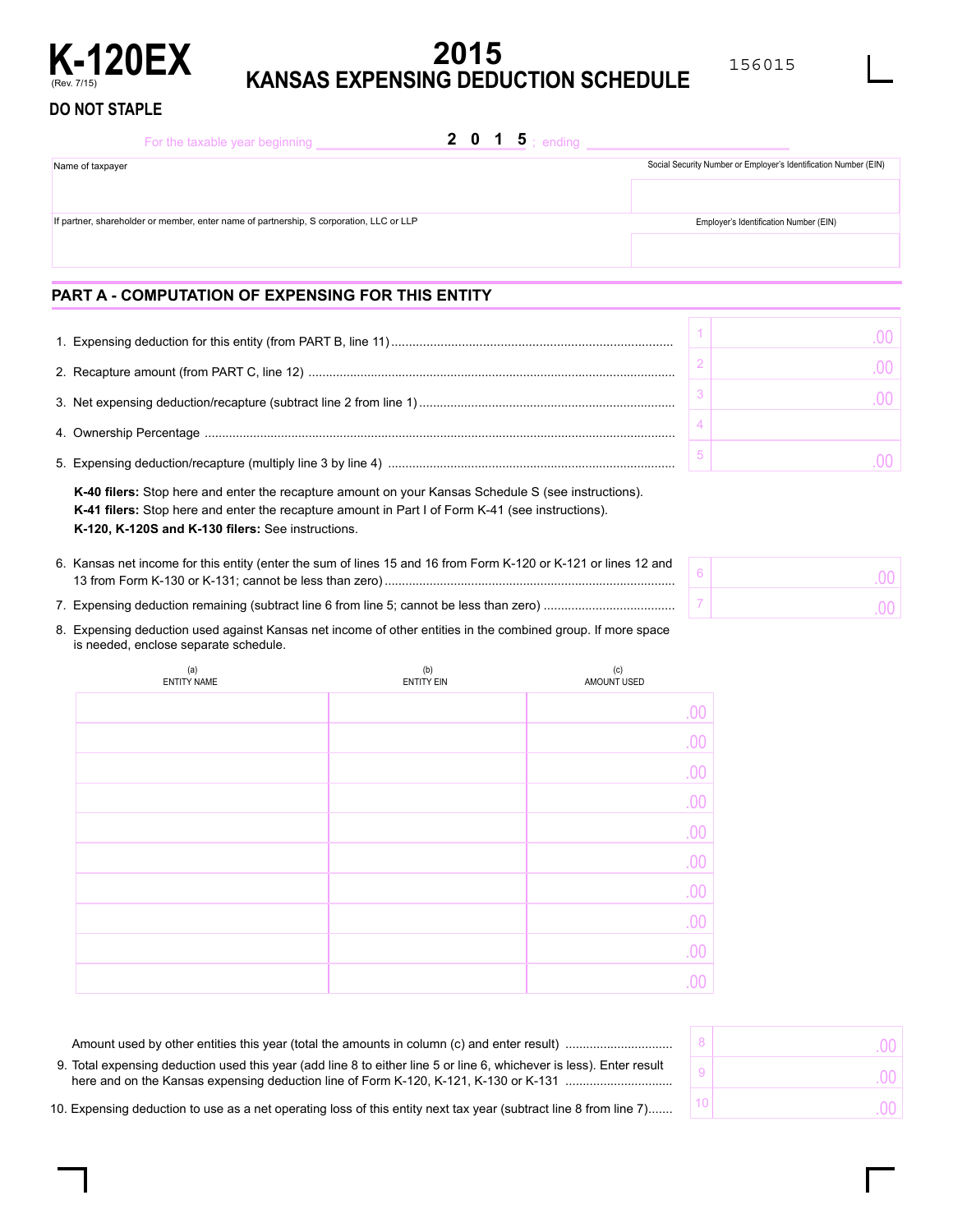# K-120EX

(Rev. 7/15)

# 2015
## KANSAS EXPENSING DEDUCTION SCHEDULE

156015

**DO NOT STAPLE**

For the taxable year beginning __________ 2 0 1 5 ; ending __________

| Name of taxpayer | Social Security Number or Employer's Identification Number (EIN) |
|---|---|
| | |
| If partner, shareholder or member, enter name of partnership, S corporation, LLC or LLP | Employer's Identification Number (EIN) |
| | |

## PART A - COMPUTATION OF EXPENSING FOR THIS ENTITY

1. Expensing deduction for this entity (from PART B, line 11) ........ 1 ______ .00
2. Recapture amount (from PART C, line 12) ........ 2 ______ .00
3. Net expensing deduction/recapture (subtract line 2 from line 1) ........ 3 ______ .00
4. Ownership Percentage ........ 4 ______
5. Expensing deduction/recapture (multiply line 3 by line 4) ........ 5 ______ .00

**K-40 filers:** Stop here and enter the recapture amount on your Kansas Schedule S (see instructions).
**K-41 filers:** Stop here and enter the recapture amount in Part I of Form K-41 (see instructions).
**K-120, K-120S and K-130 filers:** See instructions.

6. Kansas net income for this entity (enter the sum of lines 15 and 16 from Form K-120 or K-121 or lines 12 and 13 from Form K-130 or K-131; cannot be less than zero) ........ 6 ______ .00
7. Expensing deduction remaining (subtract line 6 from line 5; cannot be less than zero) ........ 7 ______ .00
8. Expensing deduction used against Kansas net income of other entities in the combined group. If more space is needed, enclose separate schedule.

| (a) ENTITY NAME | (b) ENTITY EIN | (c) AMOUNT USED |
|---|---|---|
| | | .00 |
| | | .00 |
| | | .00 |
| | | .00 |
| | | .00 |
| | | .00 |
| | | .00 |
| | | .00 |
| | | .00 |
| | | .00 |

Amount used by other entities this year (total the amounts in column (c) and enter result) ........ 8 ______ .00

9. Total expensing deduction used this year (add line 8 to either line 5 or line 6, whichever is less). Enter result here and on the Kansas expensing deduction line of Form K-120, K-121, K-130 or K-131 ........ 9 ______ .00
10. Expensing deduction to use as a net operating loss of this entity next tax year (subtract line 8 from line 7) ........ 10 ______ .00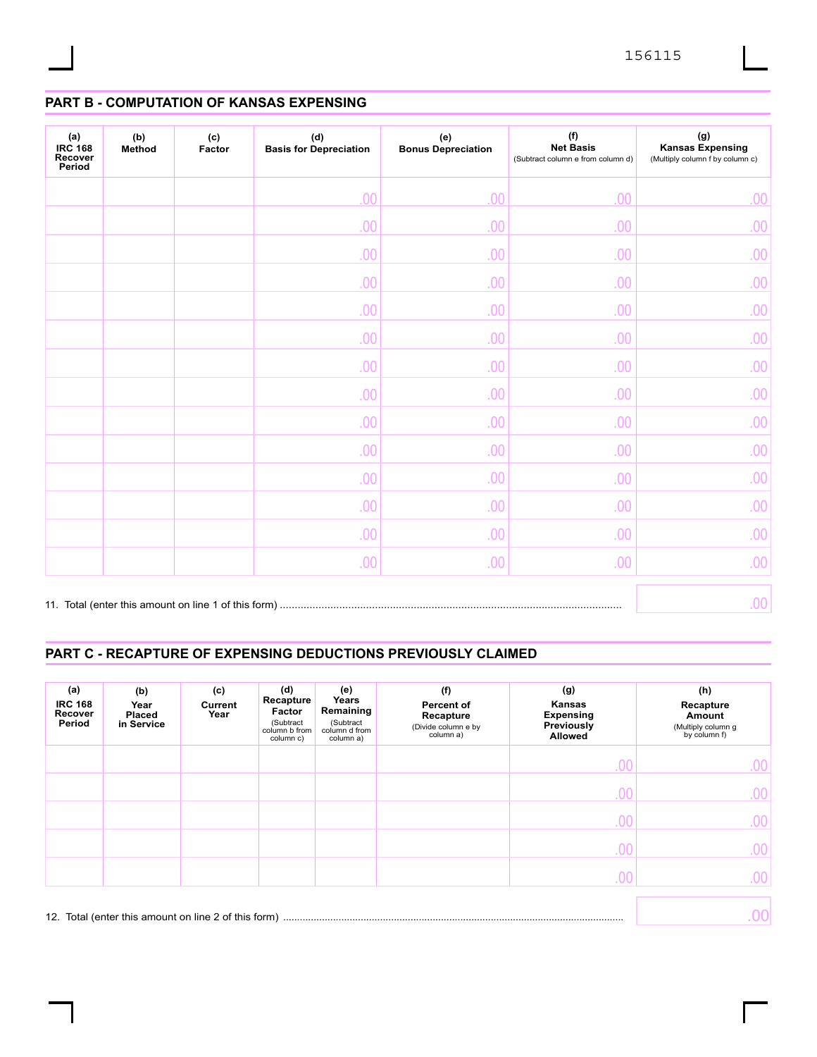156115

## PART B - COMPUTATION OF KANSAS EXPENSING

| (a) IRC 168 Recover Period | (b) Method | (c) Factor | (d) Basis for Depreciation | (e) Bonus Depreciation | (f) Net Basis (Subtract column e from column d) | (g) Kansas Expensing (Multiply column f by column c) |
|---|---|---|---|---|---|---|
| | | | .00 | .00 | .00 | .00 |
| | | | .00 | .00 | .00 | .00 |
| | | | .00 | .00 | .00 | .00 |
| | | | .00 | .00 | .00 | .00 |
| | | | .00 | .00 | .00 | .00 |
| | | | .00 | .00 | .00 | .00 |
| | | | .00 | .00 | .00 | .00 |
| | | | .00 | .00 | .00 | .00 |
| | | | .00 | .00 | .00 | .00 |
| | | | .00 | .00 | .00 | .00 |
| | | | .00 | .00 | .00 | .00 |
| | | | .00 | .00 | .00 | .00 |
| | | | .00 | .00 | .00 | .00 |
| | | | .00 | .00 | .00 | .00 |

11. Total (enter this amount on line 1 of this form) .......... .00

## PART C - RECAPTURE OF EXPENSING DEDUCTIONS PREVIOUSLY CLAIMED

| (a) IRC 168 Recover Period | (b) Year Placed in Service | (c) Current Year | (d) Recapture Factor (Subtract column b from column c) | (e) Years Remaining (Subtract column d from column a) | (f) Percent of Recapture (Divide column e by column a) | (g) Kansas Expensing Previously Allowed | (h) Recapture Amount (Multiply column g by column f) |
|---|---|---|---|---|---|---|---|
| | | | | | | .00 | .00 |
| | | | | | | .00 | .00 |
| | | | | | | .00 | .00 |
| | | | | | | .00 | .00 |
| | | | | | | .00 | .00 |

12. Total (enter this amount on line 2 of this form) .......... .00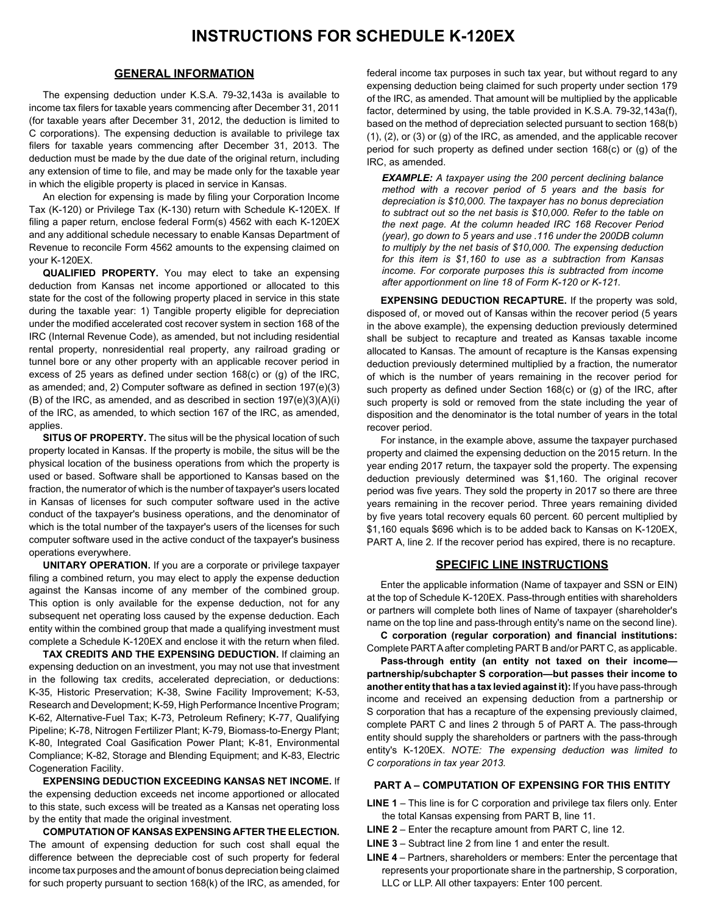# INSTRUCTIONS FOR SCHEDULE K-120EX

## GENERAL INFORMATION

The expensing deduction under K.S.A. 79-32,143a is available to income tax filers for taxable years commencing after December 31, 2011 (for taxable years after December 31, 2012, the deduction is limited to C corporations). The expensing deduction is available to privilege tax filers for taxable years commencing after December 31, 2013. The deduction must be made by the due date of the original return, including any extension of time to file, and may be made only for the taxable year in which the eligible property is placed in service in Kansas.

An election for expensing is made by filing your Corporation Income Tax (K-120) or Privilege Tax (K-130) return with Schedule K-120EX. If filing a paper return, enclose federal Form(s) 4562 with each K-120EX and any additional schedule necessary to enable Kansas Department of Revenue to reconcile Form 4562 amounts to the expensing claimed on your K-120EX.

**QUALIFIED PROPERTY.** You may elect to take an expensing deduction from Kansas net income apportioned or allocated to this state for the cost of the following property placed in service in this state during the taxable year: 1) Tangible property eligible for depreciation under the modified accelerated cost recover system in section 168 of the IRC (Internal Revenue Code), as amended, but not including residential rental property, nonresidential real property, any railroad grading or tunnel bore or any other property with an applicable recover period in excess of 25 years as defined under section 168(c) or (g) of the IRC, as amended; and, 2) Computer software as defined in section 197(e)(3)(B) of the IRC, as amended, and as described in section 197(e)(3)(A)(i) of the IRC, as amended, to which section 167 of the IRC, as amended, applies.

**SITUS OF PROPERTY.** The situs will be the physical location of such property located in Kansas. If the property is mobile, the situs will be the physical location of the business operations from which the property is used or based. Software shall be apportioned to Kansas based on the fraction, the numerator of which is the number of taxpayer's users located in Kansas of licenses for such computer software used in the active conduct of the taxpayer's business operations, and the denominator of which is the total number of the taxpayer's users of the licenses for such computer software used in the active conduct of the taxpayer's business operations everywhere.

**UNITARY OPERATION.** If you are a corporate or privilege taxpayer filing a combined return, you may elect to apply the expense deduction against the Kansas income of any member of the combined group. This option is only available for the expense deduction, not for any subsequent net operating loss caused by the expense deduction. Each entity within the combined group that made a qualifying investment must complete a Schedule K-120EX and enclose it with the return when filed.

**TAX CREDITS AND THE EXPENSING DEDUCTION.** If claiming an expensing deduction on an investment, you may not use that investment in the following tax credits, accelerated depreciation, or deductions: K-35, Historic Preservation; K-38, Swine Facility Improvement; K-53, Research and Development; K-59, High Performance Incentive Program; K-62, Alternative-Fuel Tax; K-73, Petroleum Refinery; K-77, Qualifying Pipeline; K-78, Nitrogen Fertilizer Plant; K-79, Biomass-to-Energy Plant; K-80, Integrated Coal Gasification Power Plant; K-81, Environmental Compliance; K-82, Storage and Blending Equipment; and K-83, Electric Cogeneration Facility.

**EXPENSING DEDUCTION EXCEEDING KANSAS NET INCOME.** If the expensing deduction exceeds net income apportioned or allocated to this state, such excess will be treated as a Kansas net operating loss by the entity that made the original investment.

**COMPUTATION OF KANSAS EXPENSING AFTER THE ELECTION.** The amount of expensing deduction for such cost shall equal the difference between the depreciable cost of such property for federal income tax purposes and the amount of bonus depreciation being claimed for such property pursuant to section 168(k) of the IRC, as amended, for federal income tax purposes in such tax year, but without regard to any expensing deduction being claimed for such property under section 179 of the IRC, as amended. That amount will be multiplied by the applicable factor, determined by using, the table provided in K.S.A. 79-32,143a(f), based on the method of depreciation selected pursuant to section 168(b)(1), (2), or (3) or (g) of the IRC, as amended, and the applicable recover period for such property as defined under section 168(c) or (g) of the IRC, as amended.

***EXAMPLE:*** *A taxpayer using the 200 percent declining balance method with a recover period of 5 years and the basis for depreciation is $10,000. The taxpayer has no bonus depreciation to subtract out so the net basis is $10,000. Refer to the table on the next page. At the column headed IRC 168 Recover Period (year), go down to 5 years and use .116 under the 200DB column to multiply by the net basis of $10,000. The expensing deduction for this item is $1,160 to use as a subtraction from Kansas income. For corporate purposes this is subtracted from income after apportionment on line 18 of Form K-120 or K-121.*

**EXPENSING DEDUCTION RECAPTURE.** If the property was sold, disposed of, or moved out of Kansas within the recover period (5 years in the above example), the expensing deduction previously determined shall be subject to recapture and treated as Kansas taxable income allocated to Kansas. The amount of recapture is the Kansas expensing deduction previously determined multiplied by a fraction, the numerator of which is the number of years remaining in the recover period for such property as defined under Section 168(c) or (g) of the IRC, after such property is sold or removed from the state including the year of disposition and the denominator is the total number of years in the total recover period.

For instance, in the example above, assume the taxpayer purchased property and claimed the expensing deduction on the 2015 return. In the year ending 2017 return, the taxpayer sold the property. The expensing deduction previously determined was $1,160. The original recover period was five years. They sold the property in 2017 so there are three years remaining in the recover period. Three years remaining divided by five years total recovery equals 60 percent. 60 percent multiplied by $1,160 equals $696 which is to be added back to Kansas on K-120EX, PART A, line 2. If the recover period has expired, there is no recapture.

## SPECIFIC LINE INSTRUCTIONS

Enter the applicable information (Name of taxpayer and SSN or EIN) at the top of Schedule K-120EX. Pass-through entities with shareholders or partners will complete both lines of Name of taxpayer (shareholder's name on the top line and pass-through entity's name on the second line).

**C corporation (regular corporation) and financial institutions:** Complete PART A after completing PART B and/or PART C, as applicable.

**Pass-through entity (an entity not taxed on their income—partnership/subchapter S corporation—but passes their income to another entity that has a tax levied against it):** If you have pass-through income and received an expensing deduction from a partnership or S corporation that has a recapture of the expensing previously claimed, complete PART C and lines 2 through 5 of PART A. The pass-through entity should supply the shareholders or partners with the pass-through entity's K-120EX. *NOTE: The expensing deduction was limited to C corporations in tax year 2013.*

### PART A – COMPUTATION OF EXPENSING FOR THIS ENTITY

**LINE 1** – This line is for C corporation and privilege tax filers only. Enter the total Kansas expensing from PART B, line 11.

**LINE 2** – Enter the recapture amount from PART C, line 12.

**LINE 3** – Subtract line 2 from line 1 and enter the result.

**LINE 4** – Partners, shareholders or members: Enter the percentage that represents your proportionate share in the partnership, S corporation, LLC or LLP. All other taxpayers: Enter 100 percent.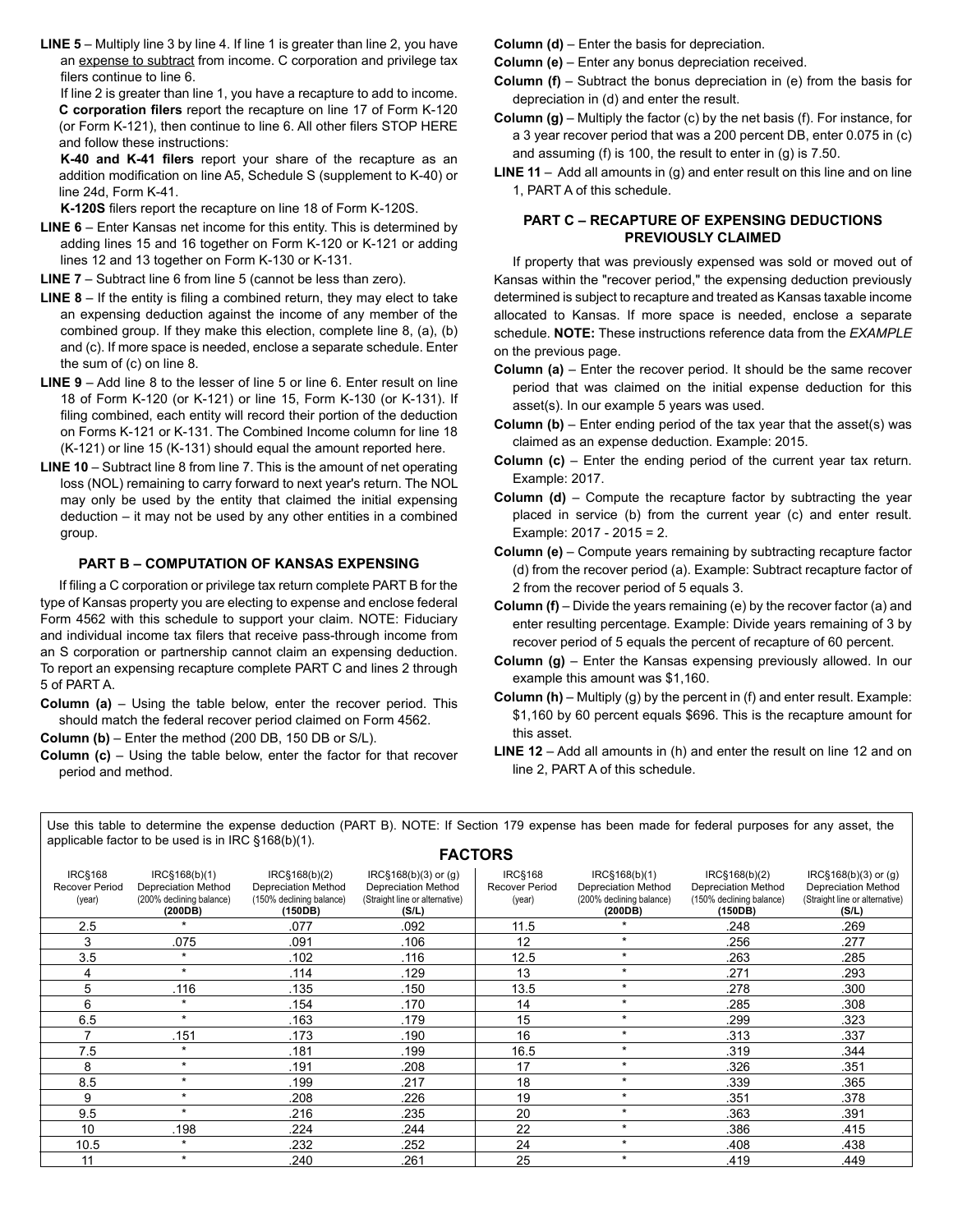**LINE 5** – Multiply line 3 by line 4. If line 1 is greater than line 2, you have an expense to subtract from income. C corporation and privilege tax filers continue to line 6.

If line 2 is greater than line 1, you have a recapture to add to income. **C corporation filers** report the recapture on line 17 of Form K-120 (or Form K-121), then continue to line 6. All other filers STOP HERE and follow these instructions:

**K-40 and K-41 filers** report your share of the recapture as an addition modification on line A5, Schedule S (supplement to K-40) or line 24d, Form K-41.

**K-120S** filers report the recapture on line 18 of Form K-120S.

**LINE 6** – Enter Kansas net income for this entity. This is determined by adding lines 15 and 16 together on Form K-120 or K-121 or adding lines 12 and 13 together on Form K-130 or K-131.

**LINE 7** – Subtract line 6 from line 5 (cannot be less than zero).

**LINE 8** – If the entity is filing a combined return, they may elect to take an expensing deduction against the income of any member of the combined group. If they make this election, complete line 8, (a), (b) and (c). If more space is needed, enclose a separate schedule. Enter the sum of (c) on line 8.

**LINE 9** – Add line 8 to the lesser of line 5 or line 6. Enter result on line 18 of Form K-120 (or K-121) or line 15, Form K-130 (or K-131). If filing combined, each entity will record their portion of the deduction on Forms K-121 or K-131. The Combined Income column for line 18 (K-121) or line 15 (K-131) should equal the amount reported here.

**LINE 10** – Subtract line 8 from line 7. This is the amount of net operating loss (NOL) remaining to carry forward to next year's return. The NOL may only be used by the entity that claimed the initial expensing deduction – it may not be used by any other entities in a combined group.

### PART B – COMPUTATION OF KANSAS EXPENSING

If filing a C corporation or privilege tax return complete PART B for the type of Kansas property you are electing to expense and enclose federal Form 4562 with this schedule to support your claim. NOTE: Fiduciary and individual income tax filers that receive pass-through income from an S corporation or partnership cannot claim an expensing deduction. To report an expensing recapture complete PART C and lines 2 through 5 of PART A.

**Column (a)** – Using the table below, enter the recover period. This should match the federal recover period claimed on Form 4562.

**Column (b)** – Enter the method (200 DB, 150 DB or S/L).

**Column (c)** – Using the table below, enter the factor for that recover period and method.

**Column (d)** – Enter the basis for depreciation.

**Column (e)** – Enter any bonus depreciation received.

**Column (f)** – Subtract the bonus depreciation in (e) from the basis for depreciation in (d) and enter the result.

**Column (g)** – Multiply the factor (c) by the net basis (f). For instance, for a 3 year recover period that was a 200 percent DB, enter 0.075 in (c) and assuming (f) is 100, the result to enter in (g) is 7.50.

**LINE 11** – Add all amounts in (g) and enter result on this line and on line 1, PART A of this schedule.

### PART C – RECAPTURE OF EXPENSING DEDUCTIONS PREVIOUSLY CLAIMED

If property that was previously expensed was sold or moved out of Kansas within the "recover period," the expensing deduction previously determined is subject to recapture and treated as Kansas taxable income allocated to Kansas. If more space is needed, enclose a separate schedule. **NOTE:** These instructions reference data from the *EXAMPLE* on the previous page.

**Column (a)** – Enter the recover period. It should be the same recover period that was claimed on the initial expense deduction for this asset(s). In our example 5 years was used.

**Column (b)** – Enter ending period of the tax year that the asset(s) was claimed as an expense deduction. Example: 2015.

**Column (c)** – Enter the ending period of the current year tax return. Example: 2017.

**Column (d)** – Compute the recapture factor by subtracting the year placed in service (b) from the current year (c) and enter result. Example: 2017 - 2015 = 2.

**Column (e)** – Compute years remaining by subtracting recapture factor (d) from the recover period (a). Example: Subtract recapture factor of 2 from the recover period of 5 equals 3.

**Column (f)** – Divide the years remaining (e) by the recover factor (a) and enter resulting percentage. Example: Divide years remaining of 3 by recover period of 5 equals the percent of recapture of 60 percent.

**Column (g)** – Enter the Kansas expensing previously allowed. In our example this amount was $1,160.

**Column (h)** – Multiply (g) by the percent in (f) and enter result. Example: $1,160 by 60 percent equals $696. This is the recapture amount for this asset.

**LINE 12** – Add all amounts in (h) and enter the result on line 12 and on line 2, PART A of this schedule.

Use this table to determine the expense deduction (PART B). NOTE: If Section 179 expense has been made for federal purposes for any asset, the applicable factor to be used is in IRC §168(b)(1).

**FACTORS**

| IRC§168 Recover Period (year) | IRC§168(b)(1) Depreciation Method (200% declining balance) (200DB) | IRC§168(b)(2) Depreciation Method (150% declining balance) (150DB) | IRC§168(b)(3) or (g) Depreciation Method (Straight line or alternative) (S/L) | IRC§168 Recover Period (year) | IRC§168(b)(1) Depreciation Method (200% declining balance) (200DB) | IRC§168(b)(2) Depreciation Method (150% declining balance) (150DB) | IRC§168(b)(3) or (g) Depreciation Method (Straight line or alternative) (S/L) |
|---|---|---|---|---|---|---|---|
| 2.5 | * | .077 | .092 | 11.5 | * | .248 | .269 |
| 3 | .075 | .091 | .106 | 12 | * | .256 | .277 |
| 3.5 | * | .102 | .116 | 12.5 | * | .263 | .285 |
| 4 | * | .114 | .129 | 13 | * | .271 | .293 |
| 5 | .116 | .135 | .150 | 13.5 | * | .278 | .300 |
| 6 | * | .154 | .170 | 14 | * | .285 | .308 |
| 6.5 | * | .163 | .179 | 15 | * | .299 | .323 |
| 7 | .151 | .173 | .190 | 16 | * | .313 | .337 |
| 7.5 | * | .181 | .199 | 16.5 | * | .319 | .344 |
| 8 | * | .191 | .208 | 17 | * | .326 | .351 |
| 8.5 | * | .199 | .217 | 18 | * | .339 | .365 |
| 9 | * | .208 | .226 | 19 | * | .351 | .378 |
| 9.5 | * | .216 | .235 | 20 | * | .363 | .391 |
| 10 | .198 | .224 | .244 | 22 | * | .386 | .415 |
| 10.5 | * | .232 | .252 | 24 | * | .408 | .438 |
| 11 | * | .240 | .261 | 25 | * | .419 | .449 |